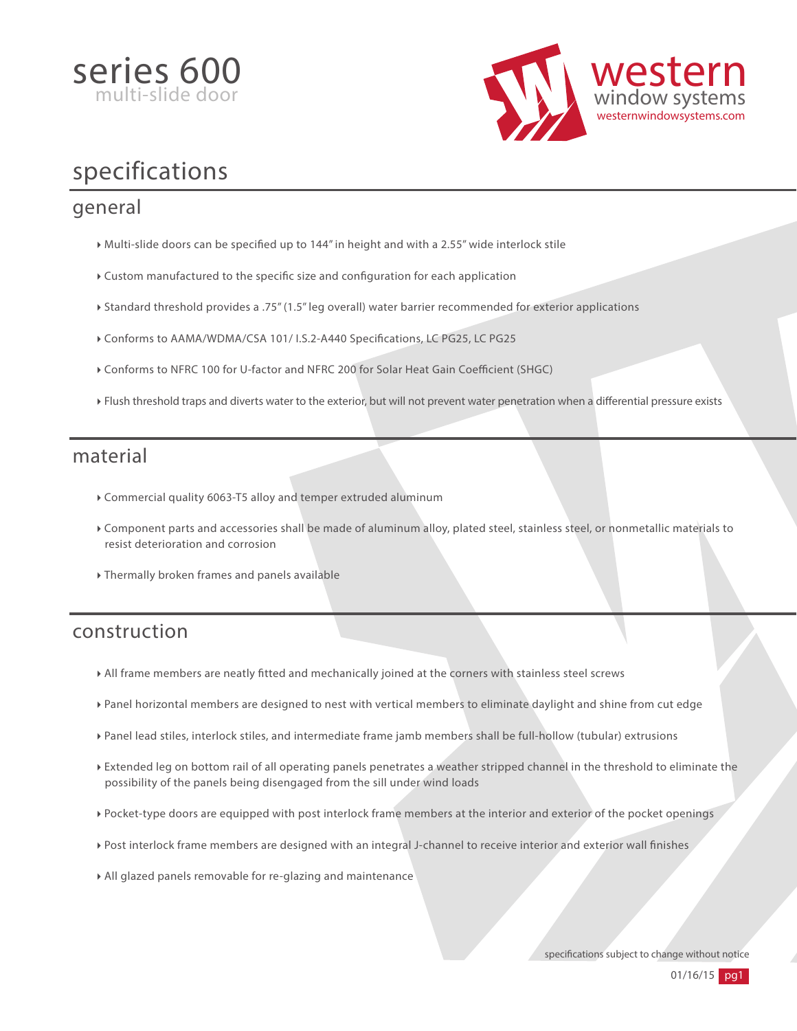# series 600
multi-slide door

western window systems
westernwindowsystems.com

# specifications

## general

- Multi-slide doors can be specified up to 144" in height and with a 2.55" wide interlock stile
- Custom manufactured to the specific size and configuration for each application
- Standard threshold provides a .75" (1.5" leg overall) water barrier recommended for exterior applications
- Conforms to AAMA/WDMA/CSA 101/ I.S.2-A440 Specifications, LC PG25, LC PG25
- Conforms to NFRC 100 for U-factor and NFRC 200 for Solar Heat Gain Coefficient (SHGC)
- Flush threshold traps and diverts water to the exterior, but will not prevent water penetration when a differential pressure exists

## material

- Commercial quality 6063-T5 alloy and temper extruded aluminum
- Component parts and accessories shall be made of aluminum alloy, plated steel, stainless steel, or nonmetallic materials to resist deterioration and corrosion
- Thermally broken frames and panels available

## construction

- All frame members are neatly fitted and mechanically joined at the corners with stainless steel screws
- Panel horizontal members are designed to nest with vertical members to eliminate daylight and shine from cut edge
- Panel lead stiles, interlock stiles, and intermediate frame jamb members shall be full-hollow (tubular) extrusions
- Extended leg on bottom rail of all operating panels penetrates a weather stripped channel in the threshold to eliminate the possibility of the panels being disengaged from the sill under wind loads
- Pocket-type doors are equipped with post interlock frame members at the interior and exterior of the pocket openings
- Post interlock frame members are designed with an integral J-channel to receive interior and exterior wall finishes
- All glazed panels removable for re-glazing and maintenance

specifications subject to change without notice

01/16/15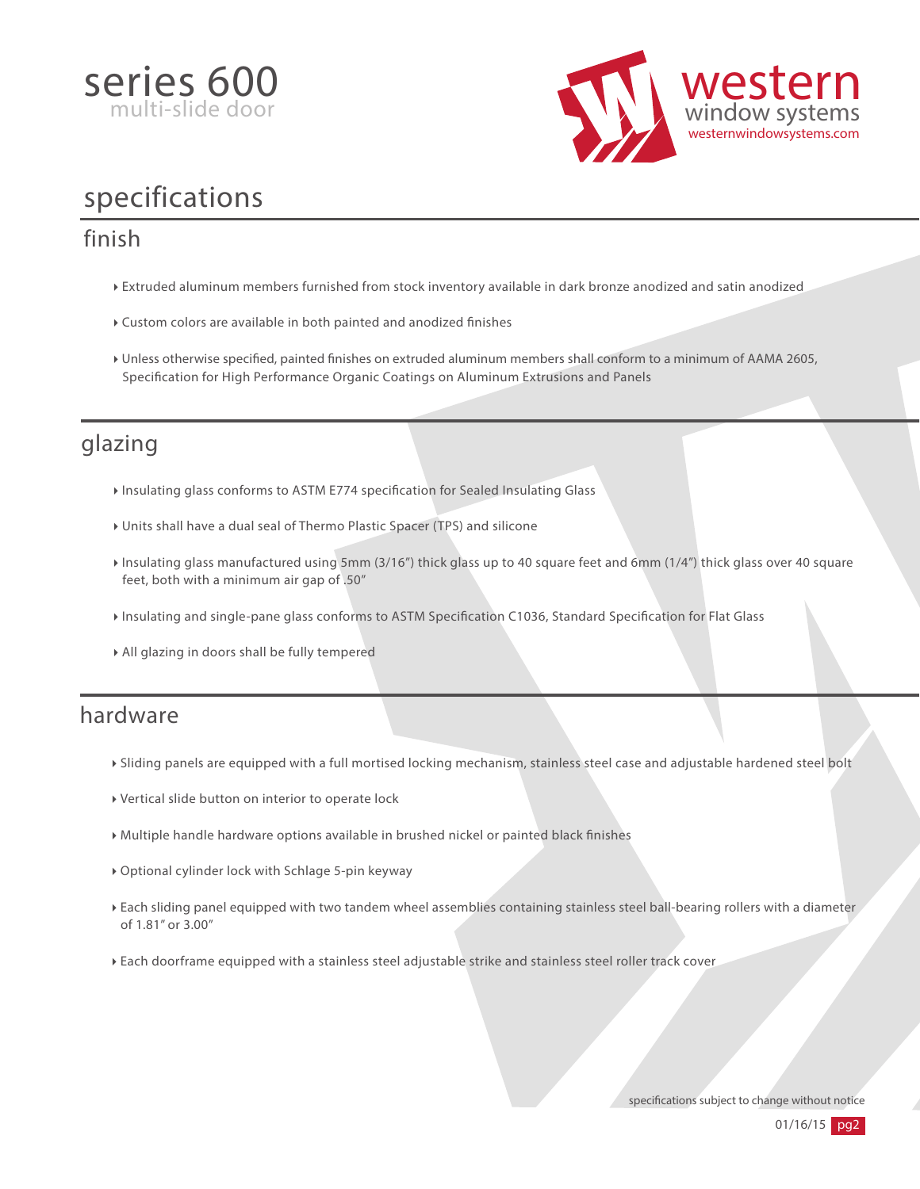# series 600
multi-slide door

western window systems
westernwindowsystems.com

## specifications

### finish

- Extruded aluminum members furnished from stock inventory available in dark bronze anodized and satin anodized
- Custom colors are available in both painted and anodized finishes
- Unless otherwise specified, painted finishes on extruded aluminum members shall conform to a minimum of AAMA 2605, Specification for High Performance Organic Coatings on Aluminum Extrusions and Panels

### glazing

- Insulating glass conforms to ASTM E774 specification for Sealed Insulating Glass
- Units shall have a dual seal of Thermo Plastic Spacer (TPS) and silicone
- Insulating glass manufactured using 5mm (3/16") thick glass up to 40 square feet and 6mm (1/4") thick glass over 40 square feet, both with a minimum air gap of .50"
- Insulating and single-pane glass conforms to ASTM Specification C1036, Standard Specification for Flat Glass
- All glazing in doors shall be fully tempered

### hardware

- Sliding panels are equipped with a full mortised locking mechanism, stainless steel case and adjustable hardened steel bolt
- Vertical slide button on interior to operate lock
- Multiple handle hardware options available in brushed nickel or painted black finishes
- Optional cylinder lock with Schlage 5-pin keyway
- Each sliding panel equipped with two tandem wheel assemblies containing stainless steel ball-bearing rollers with a diameter of 1.81" or 3.00"
- Each doorframe equipped with a stainless steel adjustable strike and stainless steel roller track cover

specifications subject to change without notice

01/16/15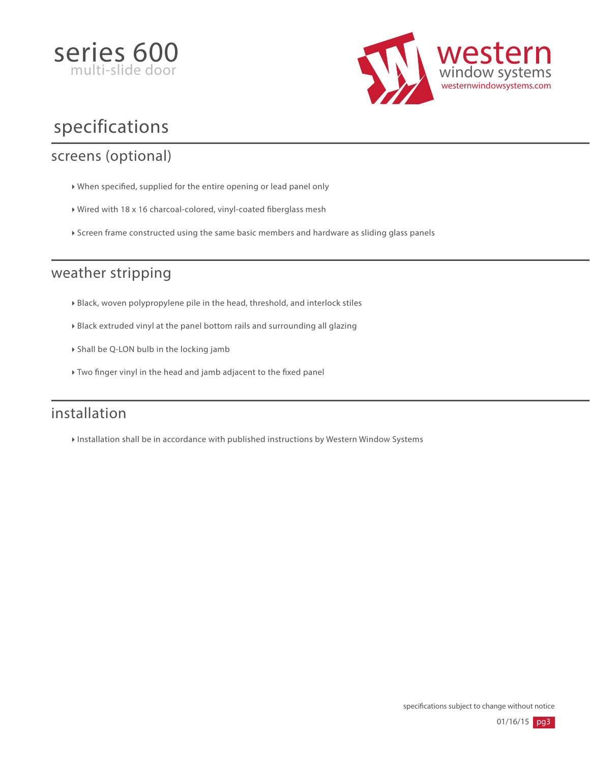# specifications

## screens (optional)

- When specified, supplied for the entire opening or lead panel only
- Wired with 18 x 16 charcoal-colored, vinyl-coated fiberglass mesh
- Screen frame constructed using the same basic members and hardware as sliding glass panels

## weather stripping

- Black, woven polypropylene pile in the head, threshold, and interlock stiles
- Black extruded vinyl at the panel bottom rails and surrounding all glazing
- Shall be Q-LON bulb in the locking jamb
- Two finger vinyl in the head and jamb adjacent to the fixed panel

## installation

- Installation shall be in accordance with published instructions by Western Window Systems

specifications subject to change without notice

01/16/15